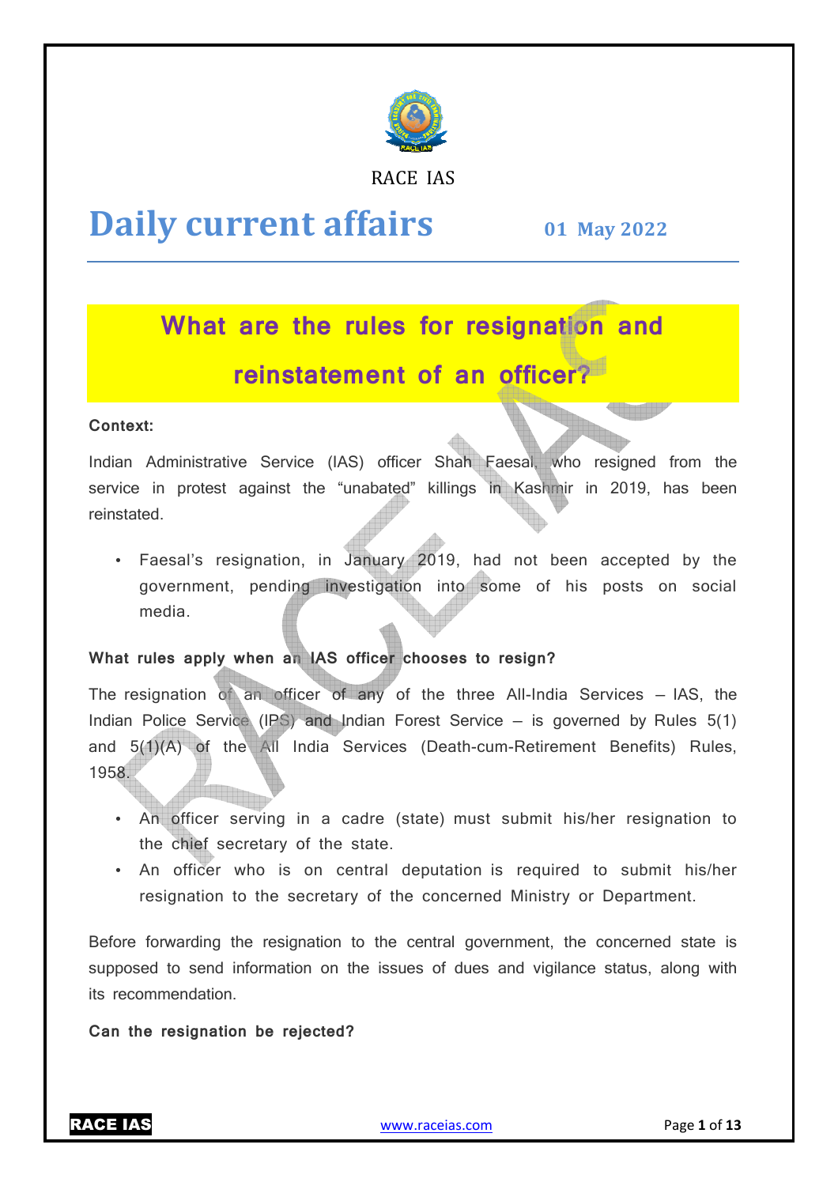RACE IAS

# Daily current affairs

**01 May 2022**

## What are the rules for resignation and reinstatement of an officer?

**Context:**

Indian Administrative Service (IAS) officer Shah Faesal, who resigned from the service in protest against the "unabated" killings in Kashmir in 2019, has been reinstated.

- Faesal's resignation, in January 2019, had not been accepted by the government, pending investigation into some of his posts on social media.

**What rules apply when an IAS officer chooses to resign?**

The resignation of an officer of any of the three All-India Services – IAS, the Indian Police Service (IPS) and Indian Forest Service – is governed by Rules 5(1) and 5(1)(A) of the All India Services (Death-cum-Retirement Benefits) Rules, 1958.

- An officer serving in a cadre (state) must submit his/her resignation to the chief secretary of the state.
- An officer who is on central deputation is required to submit his/her resignation to the secretary of the concerned Ministry or Department.

Before forwarding the resignation to the central government, the concerned state is supposed to send information on the issues of dues and vigilance status, along with its recommendation.

**Can the resignation be rejected?**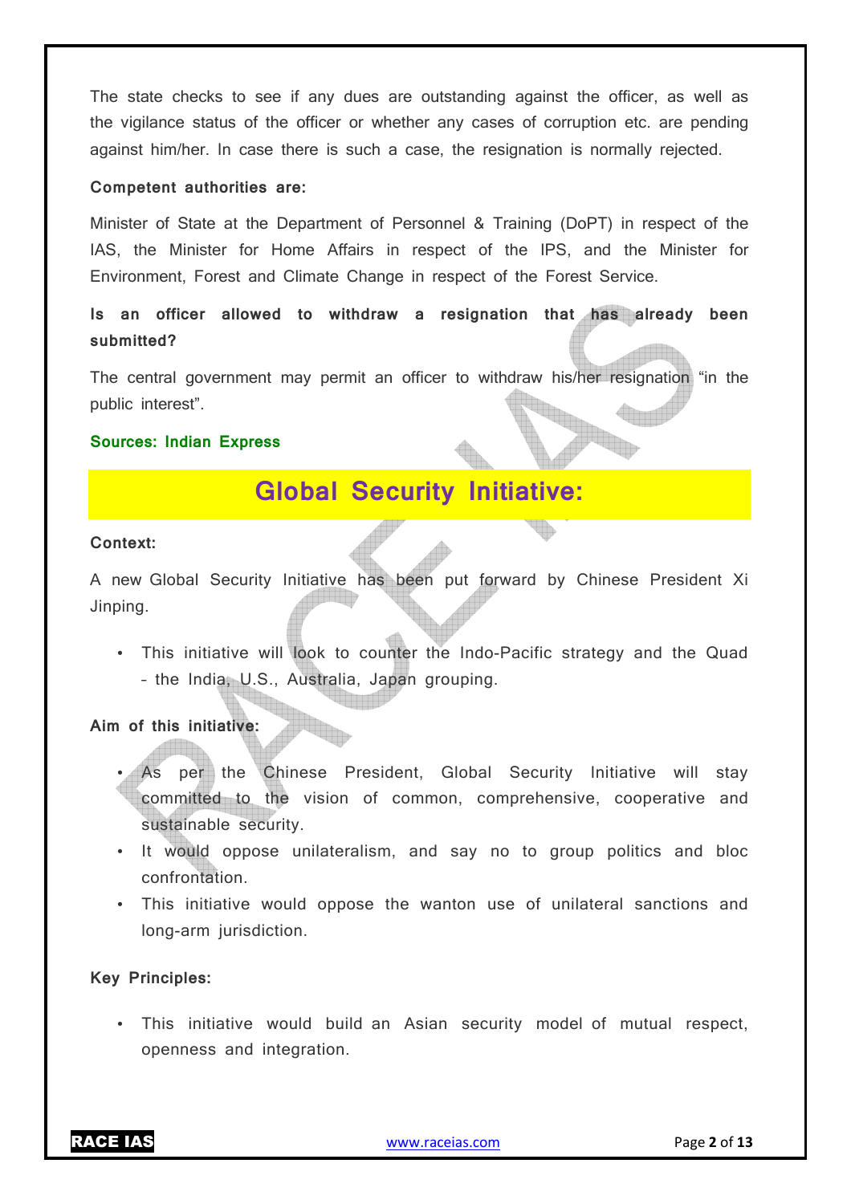The state checks to see if any dues are outstanding against the officer, as well as the vigilance status of the officer or whether any cases of corruption etc. are pending against him/her. In case there is such a case, the resignation is normally rejected.

**Competent authorities are:**

Minister of State at the Department of Personnel & Training (DoPT) in respect of the IAS, the Minister for Home Affairs in respect of the IPS, and the Minister for Environment, Forest and Climate Change in respect of the Forest Service.

**Is an officer allowed to withdraw a resignation that has already been submitted?**

The central government may permit an officer to withdraw his/her resignation "in the public interest".

**Sources: Indian Express**

## Global Security Initiative:

**Context:**

A new Global Security Initiative has been put forward by Chinese President Xi Jinping.

- This initiative will look to counter the Indo-Pacific strategy and the Quad - the India, U.S., Australia, Japan grouping.

**Aim of this initiative:**

- As per the Chinese President, Global Security Initiative will stay committed to the vision of common, comprehensive, cooperative and sustainable security.
- It would oppose unilateralism, and say no to group politics and bloc confrontation.
- This initiative would oppose the wanton use of unilateral sanctions and long-arm jurisdiction.

**Key Principles:**

- This initiative would build an Asian security model of mutual respect, openness and integration.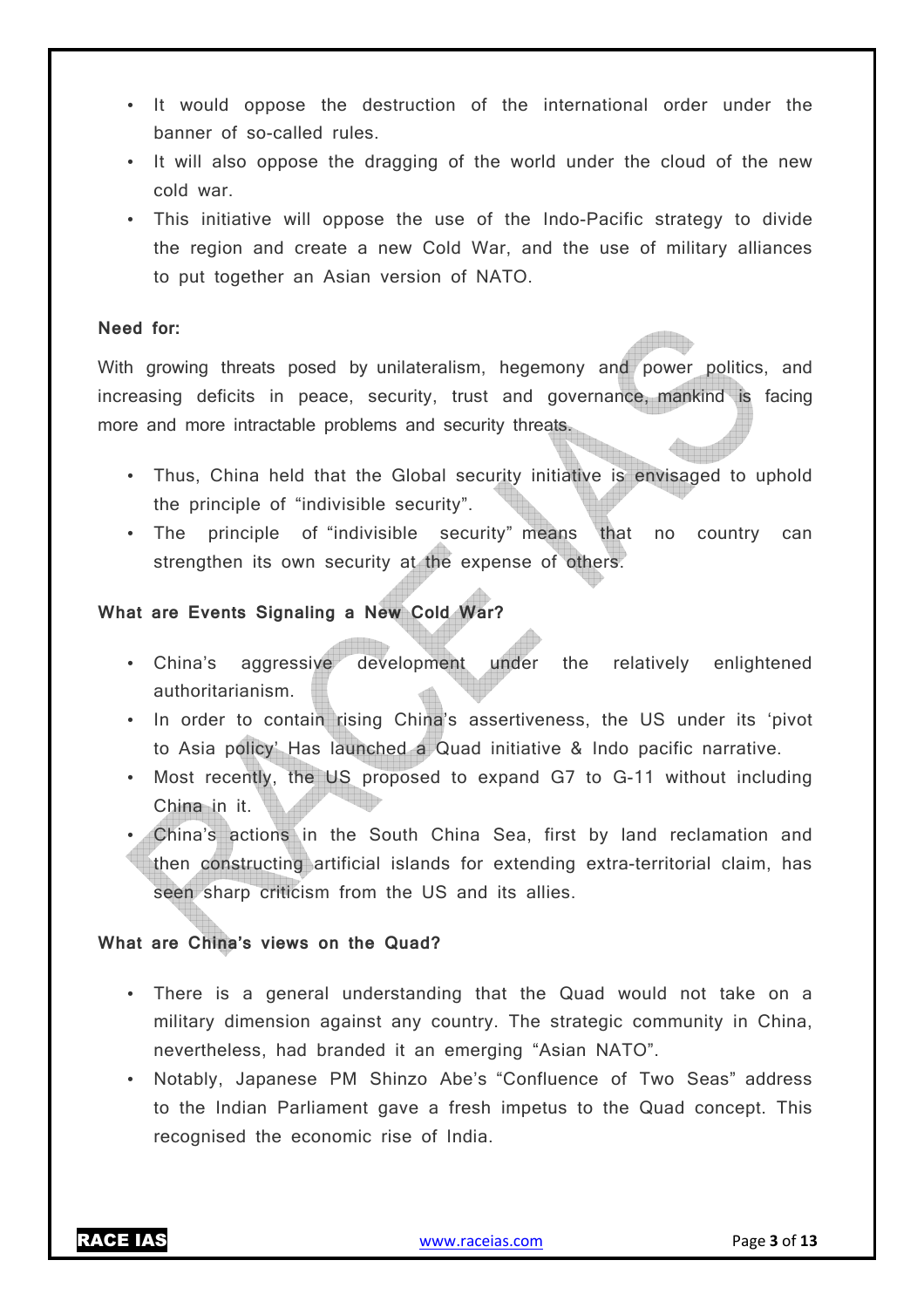- It would oppose the destruction of the international order under the banner of so-called rules.
- It will also oppose the dragging of the world under the cloud of the new cold war.
- This initiative will oppose the use of the Indo-Pacific strategy to divide the region and create a new Cold War, and the use of military alliances to put together an Asian version of NATO.

**Need for:**

With growing threats posed by unilateralism, hegemony and power politics, and increasing deficits in peace, security, trust and governance, mankind is facing more and more intractable problems and security threats.

- Thus, China held that the Global security initiative is envisaged to uphold the principle of "indivisible security".
- The principle of "indivisible security" means that no country can strengthen its own security at the expense of others.

**What are Events Signaling a New Cold War?**

- China's aggressive development under the relatively enlightened authoritarianism.
- In order to contain rising China's assertiveness, the US under its 'pivot to Asia policy' Has launched a Quad initiative & Indo pacific narrative.
- Most recently, the US proposed to expand G7 to G-11 without including China in it.
- China's actions in the South China Sea, first by land reclamation and then constructing artificial islands for extending extra-territorial claim, has seen sharp criticism from the US and its allies.

**What are China's views on the Quad?**

- There is a general understanding that the Quad would not take on a military dimension against any country. The strategic community in China, nevertheless, had branded it an emerging "Asian NATO".
- Notably, Japanese PM Shinzo Abe's "Confluence of Two Seas" address to the Indian Parliament gave a fresh impetus to the Quad concept. This recognised the economic rise of India.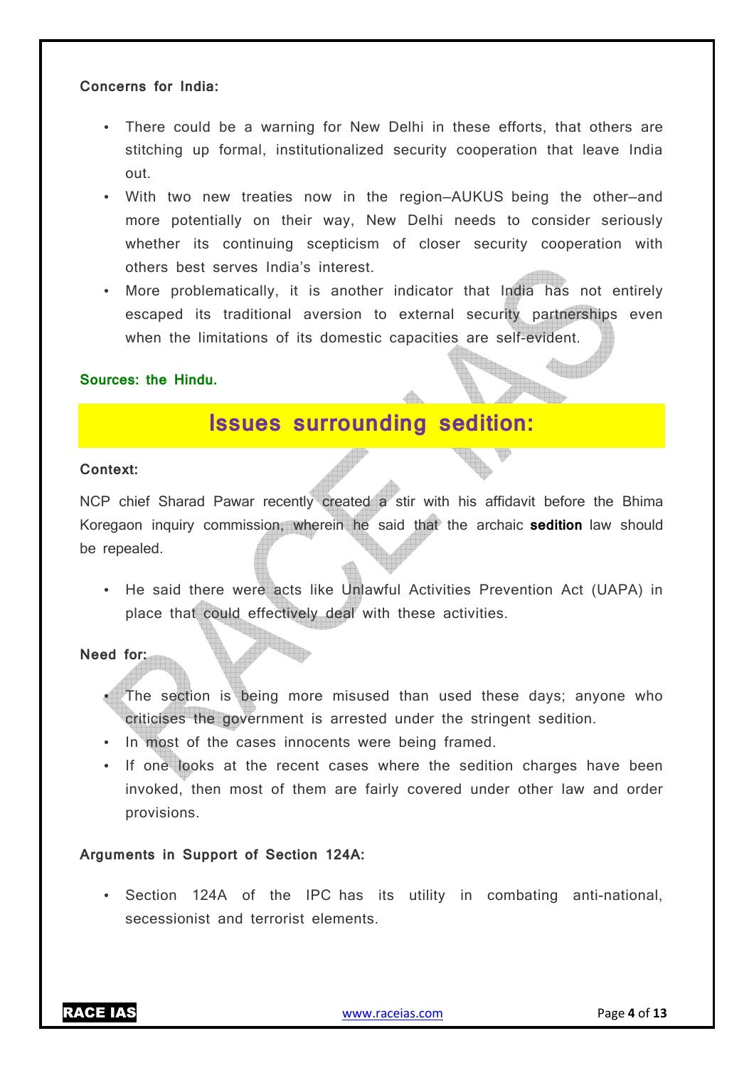**Concerns for India:**

- There could be a warning for New Delhi in these efforts, that others are stitching up formal, institutionalized security cooperation that leave India out.
- With two new treaties now in the region–AUKUS being the other–and more potentially on their way, New Delhi needs to consider seriously whether its continuing scepticism of closer security cooperation with others best serves India's interest.
- More problematically, it is another indicator that India has not entirely escaped its traditional aversion to external security partnerships even when the limitations of its domestic capacities are self-evident.

**Sources: the Hindu.**

## Issues surrounding sedition:

**Context:**

NCP chief Sharad Pawar recently created a stir with his affidavit before the Bhima Koregaon inquiry commission, wherein he said that the archaic **sedition** law should be repealed.

- He said there were acts like Unlawful Activities Prevention Act (UAPA) in place that could effectively deal with these activities.

**Need for:**

- The section is being more misused than used these days; anyone who criticises the government is arrested under the stringent sedition.
- In most of the cases innocents were being framed.
- If one looks at the recent cases where the sedition charges have been invoked, then most of them are fairly covered under other law and order provisions.

**Arguments in Support of Section 124A:**

- Section 124A of the IPC has its utility in combating anti-national, secessionist and terrorist elements.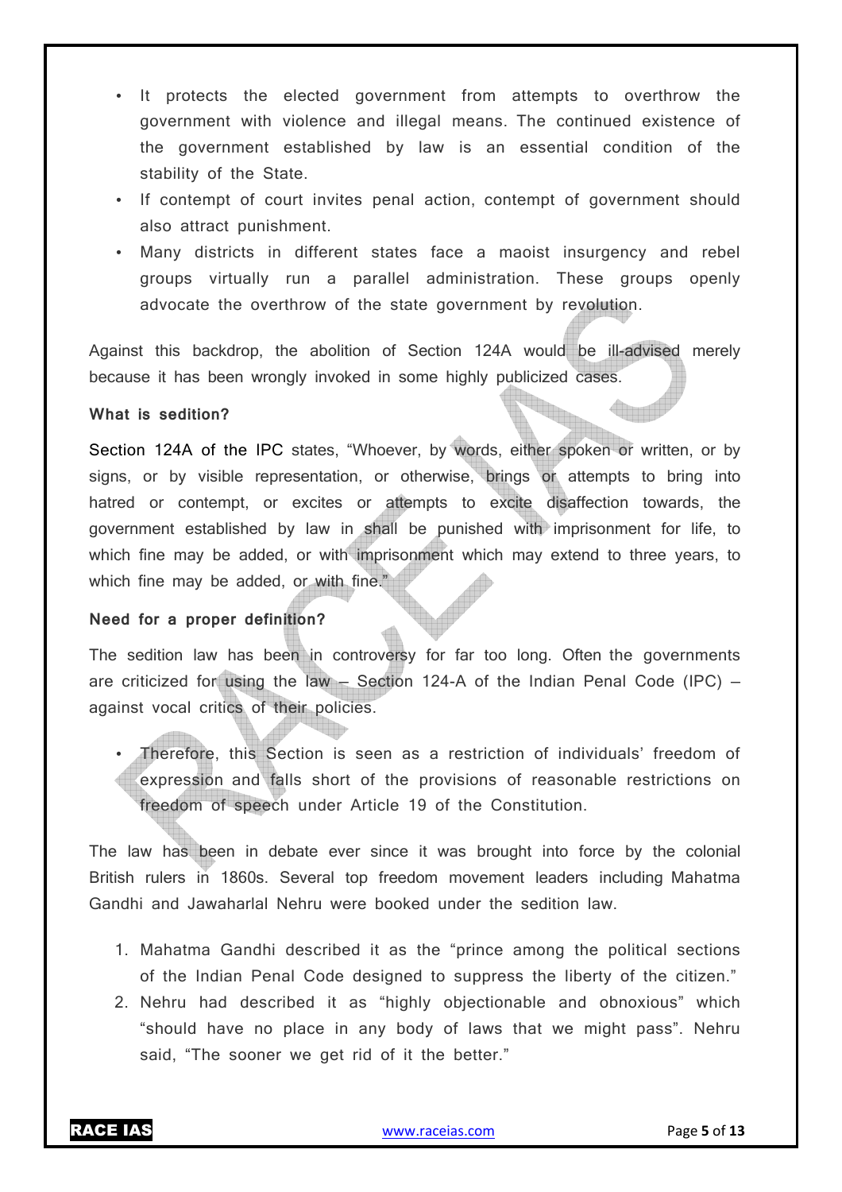- It protects the elected government from attempts to overthrow the government with violence and illegal means. The continued existence of the government established by law is an essential condition of the stability of the State.
- If contempt of court invites penal action, contempt of government should also attract punishment.
- Many districts in different states face a maoist insurgency and rebel groups virtually run a parallel administration. These groups openly advocate the overthrow of the state government by revolution.

Against this backdrop, the abolition of Section 124A would be ill-advised merely because it has been wrongly invoked in some highly publicized cases.

**What is sedition?**

Section 124A of the IPC states, "Whoever, by words, either spoken or written, or by signs, or by visible representation, or otherwise, brings or attempts to bring into hatred or contempt, or excites or attempts to excite disaffection towards, the government established by law in shall be punished with imprisonment for life, to which fine may be added, or with imprisonment which may extend to three years, to which fine may be added, or with fine."

**Need for a proper definition?**

The sedition law has been in controversy for far too long. Often the governments are criticized for using the law – Section 124-A of the Indian Penal Code (IPC) – against vocal critics of their policies.

- Therefore, this Section is seen as a restriction of individuals' freedom of expression and falls short of the provisions of reasonable restrictions on freedom of speech under Article 19 of the Constitution.

The law has been in debate ever since it was brought into force by the colonial British rulers in 1860s. Several top freedom movement leaders including Mahatma Gandhi and Jawaharlal Nehru were booked under the sedition law.

1. Mahatma Gandhi described it as the "prince among the political sections of the Indian Penal Code designed to suppress the liberty of the citizen."
2. Nehru had described it as "highly objectionable and obnoxious" which "should have no place in any body of laws that we might pass". Nehru said, "The sooner we get rid of it the better."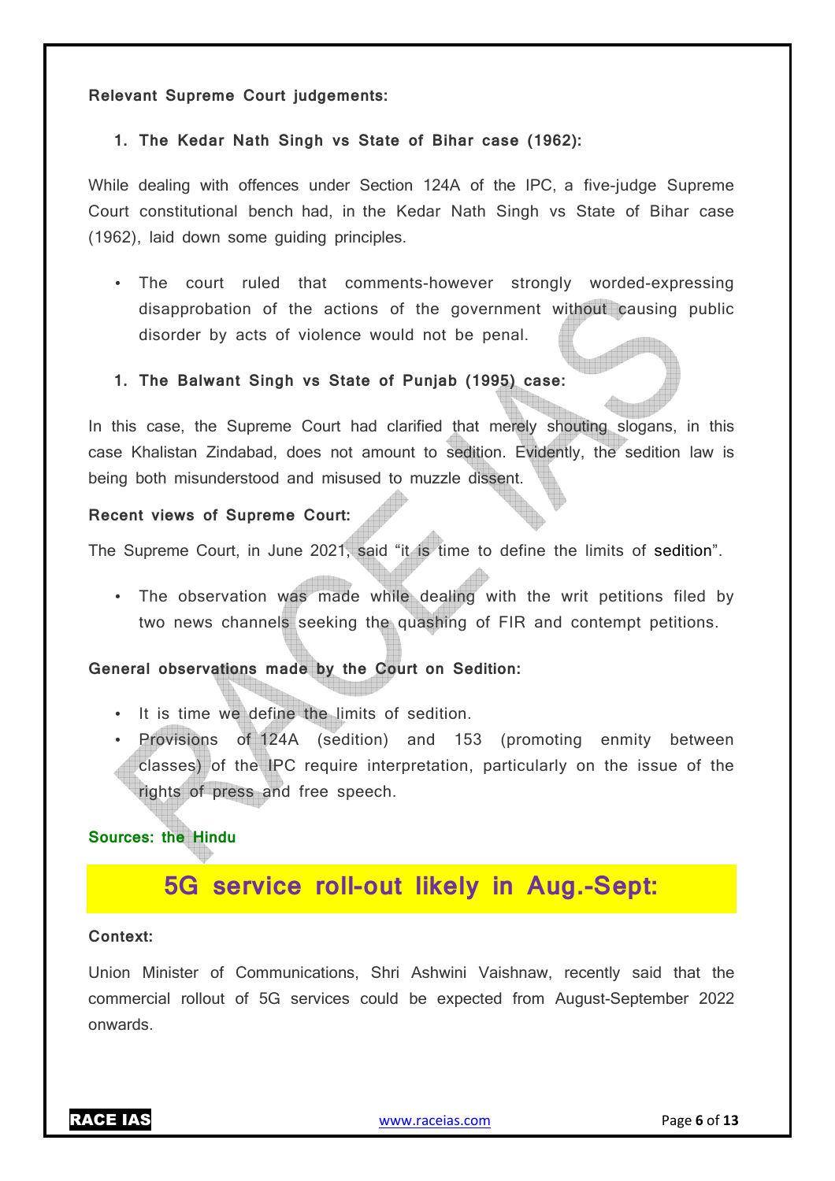**Relevant Supreme Court judgements:**

1. **The Kedar Nath Singh vs State of Bihar case (1962):**

While dealing with offences under Section 124A of the IPC, a five-judge Supreme Court constitutional bench had, in the Kedar Nath Singh vs State of Bihar case (1962), laid down some guiding principles.

- The court ruled that comments-however strongly worded-expressing disapprobation of the actions of the government without causing public disorder by acts of violence would not be penal.

1. **The Balwant Singh vs State of Punjab (1995) case:**

In this case, the Supreme Court had clarified that merely shouting slogans, in this case Khalistan Zindabad, does not amount to sedition. Evidently, the sedition law is being both misunderstood and misused to muzzle dissent.

**Recent views of Supreme Court:**

The Supreme Court, in June 2021, said "it is time to define the limits of sedition".

- The observation was made while dealing with the writ petitions filed by two news channels seeking the quashing of FIR and contempt petitions.

**General observations made by the Court on Sedition:**

- It is time we define the limits of sedition.
- Provisions of 124A (sedition) and 153 (promoting enmity between classes) of the IPC require interpretation, particularly on the issue of the rights of press and free speech.

**Sources: the Hindu**

## 5G service roll-out likely in Aug.-Sept:

**Context:**

Union Minister of Communications, Shri Ashwini Vaishnaw, recently said that the commercial rollout of 5G services could be expected from August-September 2022 onwards.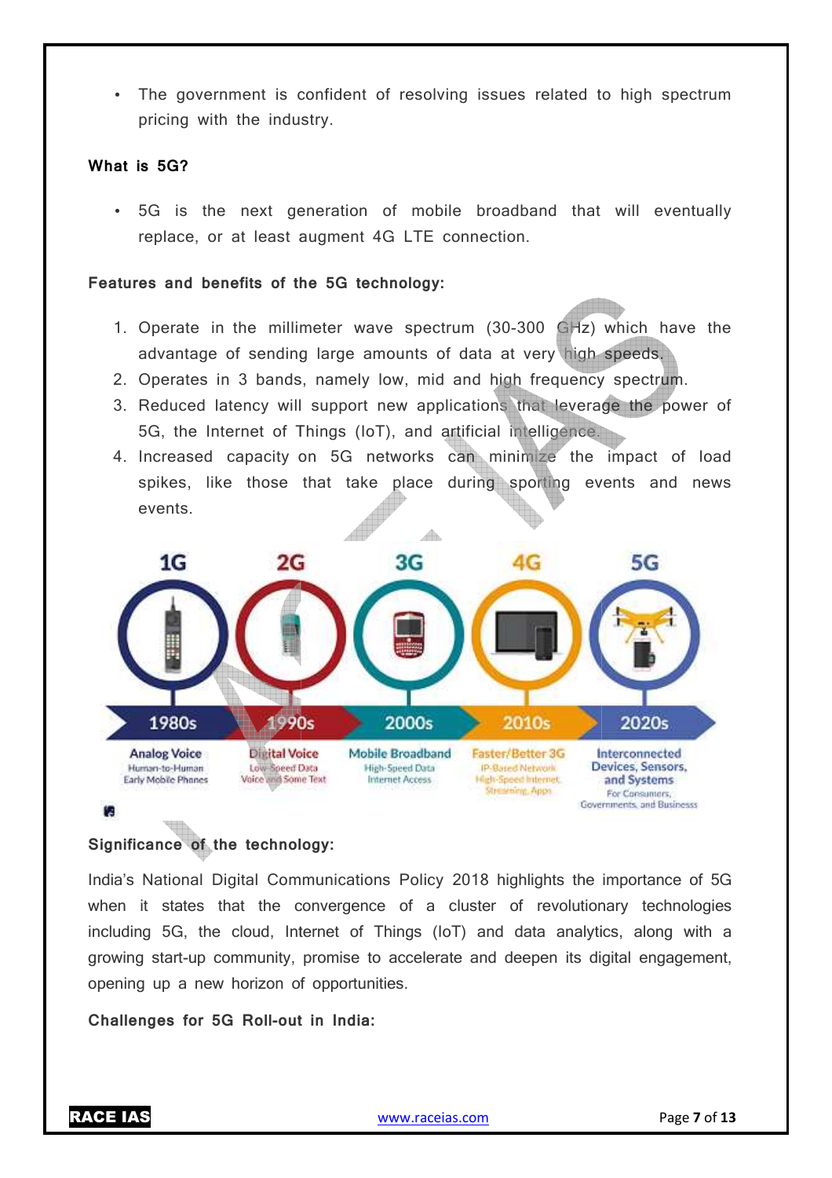- The government is confident of resolving issues related to high spectrum pricing with the industry.

**What is 5G?**

- 5G is the next generation of mobile broadband that will eventually replace, or at least augment 4G LTE connection.

**Features and benefits of the 5G technology:**

1. Operate in the millimeter wave spectrum (30-300 GHz) which have the advantage of sending large amounts of data at very high speeds.
2. Operates in 3 bands, namely low, mid and high frequency spectrum.
3. Reduced latency will support new applications that leverage the power of 5G, the Internet of Things (IoT), and artificial intelligence.
4. Increased capacity on 5G networks can minimize the impact of load spikes, like those that take place during sporting events and news events.

**Significance of the technology:**

India's National Digital Communications Policy 2018 highlights the importance of 5G when it states that the convergence of a cluster of revolutionary technologies including 5G, the cloud, Internet of Things (IoT) and data analytics, along with a growing start-up community, promise to accelerate and deepen its digital engagement, opening up a new horizon of opportunities.

**Challenges for 5G Roll-out in India:**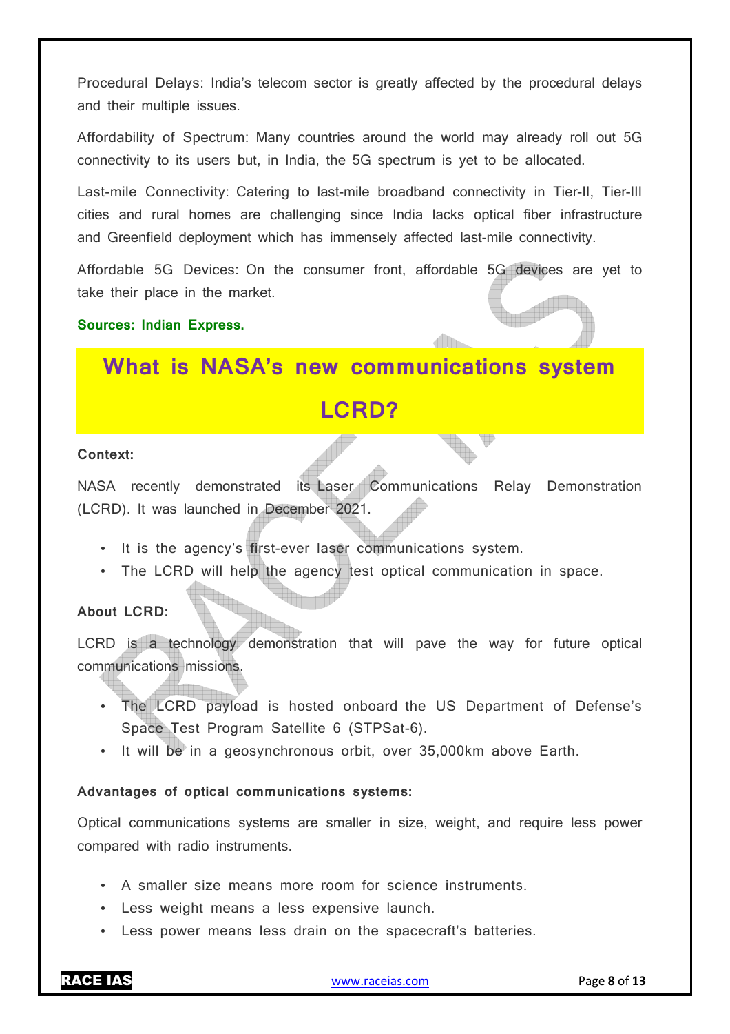Procedural Delays: India's telecom sector is greatly affected by the procedural delays and their multiple issues.

Affordability of Spectrum: Many countries around the world may already roll out 5G connectivity to its users but, in India, the 5G spectrum is yet to be allocated.

Last-mile Connectivity: Catering to last-mile broadband connectivity in Tier-II, Tier-III cities and rural homes are challenging since India lacks optical fiber infrastructure and Greenfield deployment which has immensely affected last-mile connectivity.

Affordable 5G Devices: On the consumer front, affordable 5G devices are yet to take their place in the market.

**Sources: Indian Express.**

# What is NASA's new communications system LCRD?

**Context:**

NASA recently demonstrated its Laser Communications Relay Demonstration (LCRD). It was launched in December 2021.

- It is the agency's first-ever laser communications system.
- The LCRD will help the agency test optical communication in space.

**About LCRD:**

LCRD is a technology demonstration that will pave the way for future optical communications missions.

- The LCRD payload is hosted onboard the US Department of Defense's Space Test Program Satellite 6 (STPSat-6).
- It will be in a geosynchronous orbit, over 35,000km above Earth.

**Advantages of optical communications systems:**

Optical communications systems are smaller in size, weight, and require less power compared with radio instruments.

- A smaller size means more room for science instruments.
- Less weight means a less expensive launch.
- Less power means less drain on the spacecraft's batteries.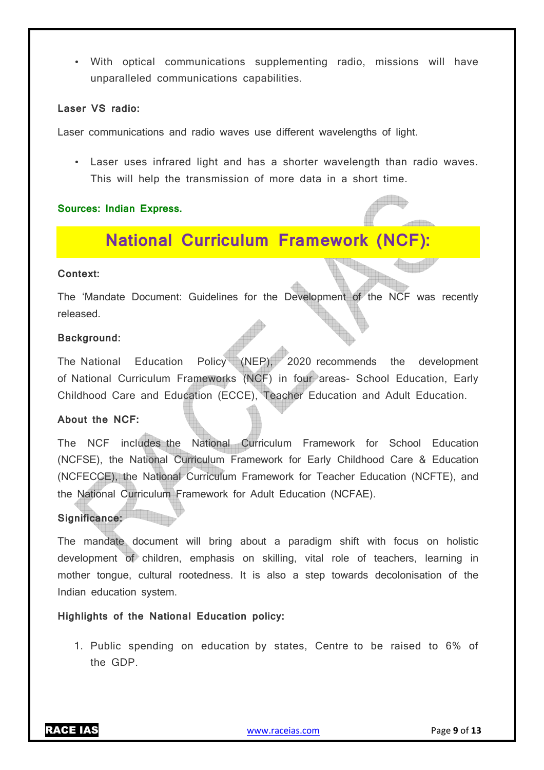- With optical communications supplementing radio, missions will have unparalleled communications capabilities.

**Laser VS radio:**

Laser communications and radio waves use different wavelengths of light.

- Laser uses infrared light and has a shorter wavelength than radio waves. This will help the transmission of more data in a short time.

**Sources: Indian Express.**

## National Curriculum Framework (NCF):

**Context:**

The 'Mandate Document: Guidelines for the Development of the NCF was recently released.

**Background:**

The National Education Policy (NEP), 2020 recommends the development of National Curriculum Frameworks (NCF) in four areas- School Education, Early Childhood Care and Education (ECCE), Teacher Education and Adult Education.

**About the NCF:**

The NCF includes the National Curriculum Framework for School Education (NCFSE), the National Curriculum Framework for Early Childhood Care & Education (NCFECCE), the National Curriculum Framework for Teacher Education (NCFTE), and the National Curriculum Framework for Adult Education (NCFAE).

**Significance:**

The mandate document will bring about a paradigm shift with focus on holistic development of children, emphasis on skilling, vital role of teachers, learning in mother tongue, cultural rootedness. It is also a step towards decolonisation of the Indian education system.

**Highlights of the National Education policy:**

1. Public spending on education by states, Centre to be raised to 6% of the GDP.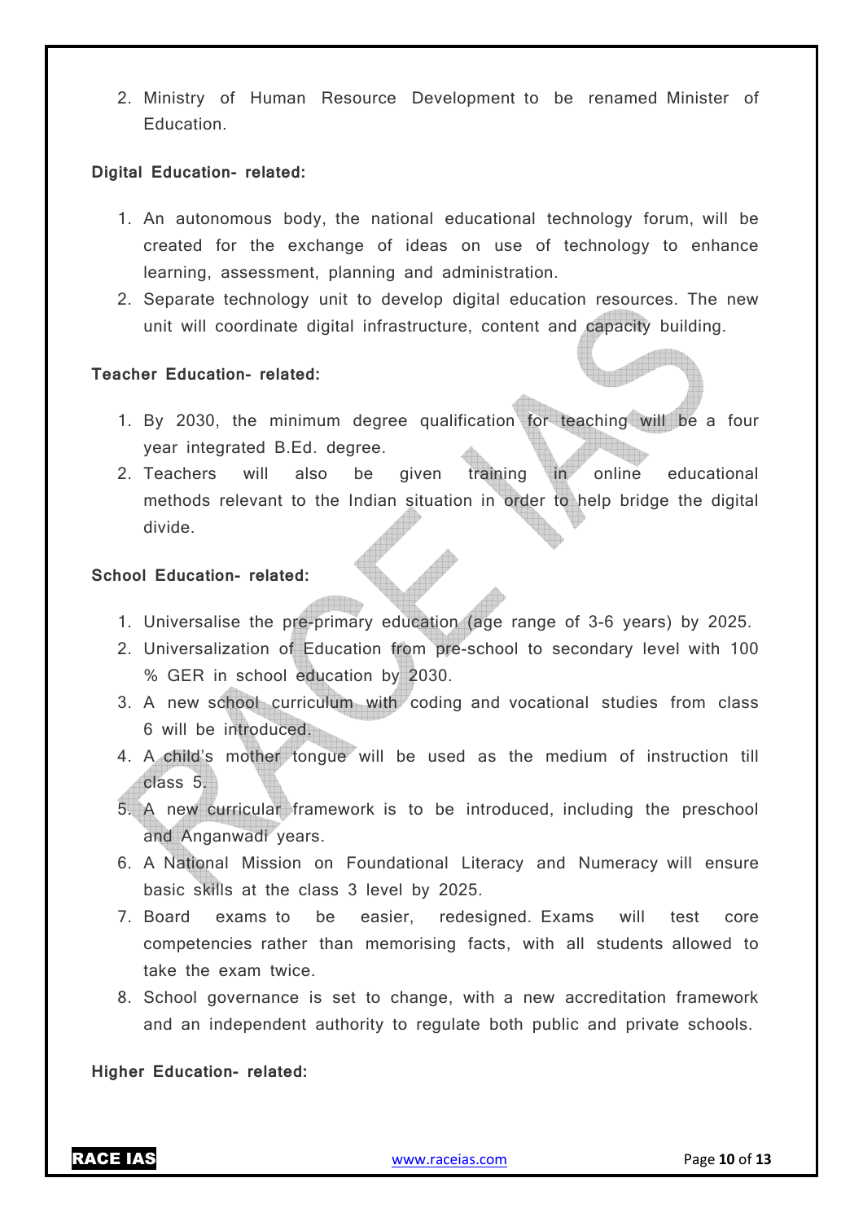2. Ministry of Human Resource Development to be renamed Minister of Education.

**Digital Education- related:**

1. An autonomous body, the national educational technology forum, will be created for the exchange of ideas on use of technology to enhance learning, assessment, planning and administration.
2. Separate technology unit to develop digital education resources. The new unit will coordinate digital infrastructure, content and capacity building.

**Teacher Education- related:**

1. By 2030, the minimum degree qualification for teaching will be a four year integrated B.Ed. degree.
2. Teachers will also be given training in online educational methods relevant to the Indian situation in order to help bridge the digital divide.

**School Education- related:**

1. Universalise the pre-primary education (age range of 3-6 years) by 2025.
2. Universalization of Education from pre-school to secondary level with 100 % GER in school education by 2030.
3. A new school curriculum with coding and vocational studies from class 6 will be introduced.
4. A child's mother tongue will be used as the medium of instruction till class 5.
5. A new curricular framework is to be introduced, including the preschool and Anganwadi years.
6. A National Mission on Foundational Literacy and Numeracy will ensure basic skills at the class 3 level by 2025.
7. Board exams to be easier, redesigned. Exams will test core competencies rather than memorising facts, with all students allowed to take the exam twice.
8. School governance is set to change, with a new accreditation framework and an independent authority to regulate both public and private schools.

**Higher Education- related:**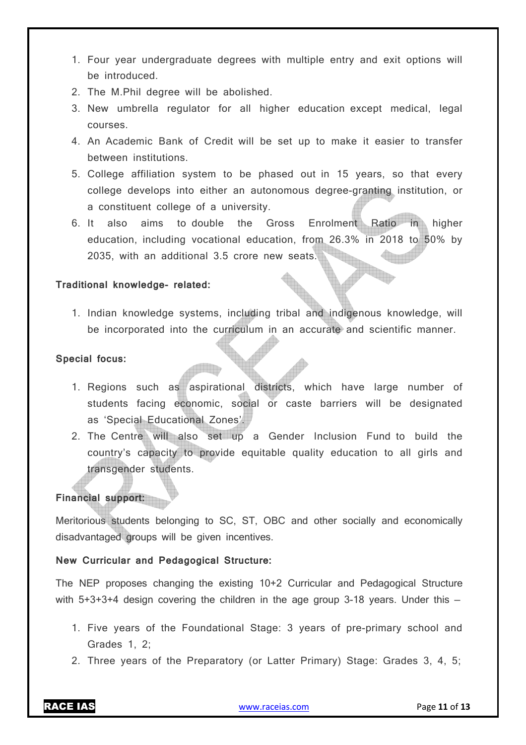1. Four year undergraduate degrees with multiple entry and exit options will be introduced.
2. The M.Phil degree will be abolished.
3. New umbrella regulator for all higher education except medical, legal courses.
4. An Academic Bank of Credit will be set up to make it easier to transfer between institutions.
5. College affiliation system to be phased out in 15 years, so that every college develops into either an autonomous degree-granting institution, or a constituent college of a university.
6. It also aims to double the Gross Enrolment Ratio in higher education, including vocational education, from 26.3% in 2018 to 50% by 2035, with an additional 3.5 crore new seats.

**Traditional knowledge- related:**

1. Indian knowledge systems, including tribal and indigenous knowledge, will be incorporated into the curriculum in an accurate and scientific manner.

**Special focus:**

1. Regions such as aspirational districts, which have large number of students facing economic, social or caste barriers will be designated as 'Special Educational Zones'.
2. The Centre will also set up a Gender Inclusion Fund to build the country's capacity to provide equitable quality education to all girls and transgender students.

**Financial support:**

Meritorious students belonging to SC, ST, OBC and other socially and economically disadvantaged groups will be given incentives.

**New Curricular and Pedagogical Structure:**

The NEP proposes changing the existing 10+2 Curricular and Pedagogical Structure with 5+3+3+4 design covering the children in the age group 3-18 years. Under this –

1. Five years of the Foundational Stage: 3 years of pre-primary school and Grades 1, 2;
2. Three years of the Preparatory (or Latter Primary) Stage: Grades 3, 4, 5;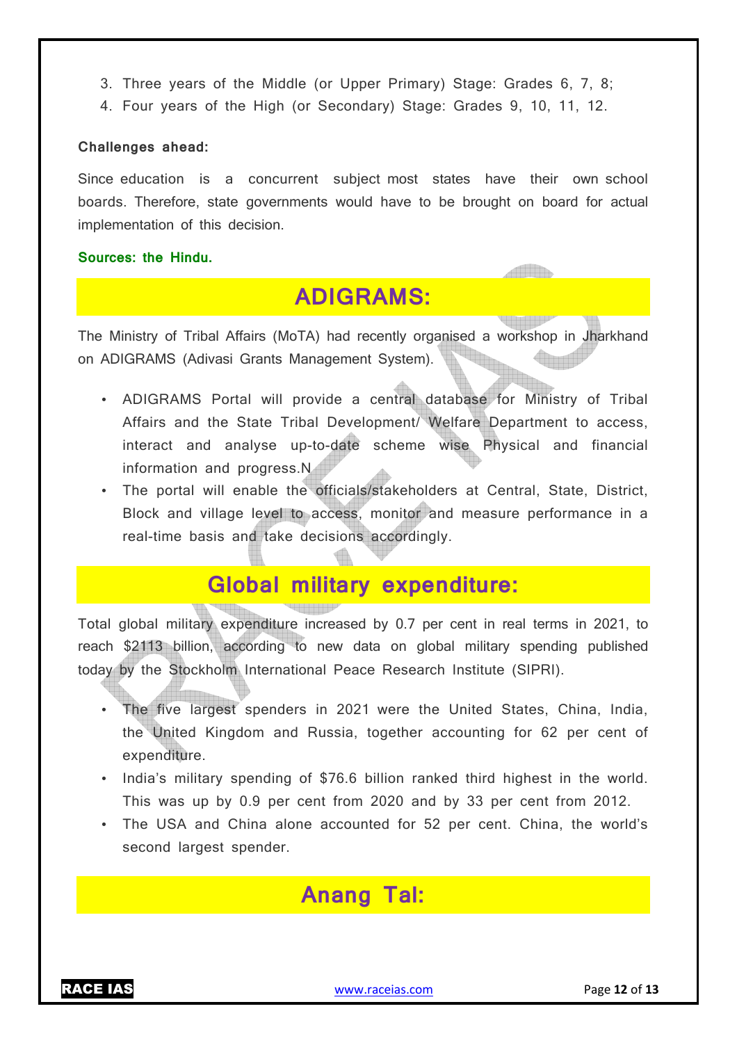3. Three years of the Middle (or Upper Primary) Stage: Grades 6, 7, 8;
4. Four years of the High (or Secondary) Stage: Grades 9, 10, 11, 12.

**Challenges ahead:**

Since education is a concurrent subject most states have their own school boards. Therefore, state governments would have to be brought on board for actual implementation of this decision.

**Sources: the Hindu.**

## ADIGRAMS:

The Ministry of Tribal Affairs (MoTA) had recently organised a workshop in Jharkhand on ADIGRAMS (Adivasi Grants Management System).

- ADIGRAMS Portal will provide a central database for Ministry of Tribal Affairs and the State Tribal Development/ Welfare Department to access, interact and analyse up-to-date scheme wise Physical and financial information and progress.N
- The portal will enable the officials/stakeholders at Central, State, District, Block and village level to access, monitor and measure performance in a real-time basis and take decisions accordingly.

## Global military expenditure:

Total global military expenditure increased by 0.7 per cent in real terms in 2021, to reach $2113 billion, according to new data on global military spending published today by the Stockholm International Peace Research Institute (SIPRI).

- The five largest spenders in 2021 were the United States, China, India, the United Kingdom and Russia, together accounting for 62 per cent of expenditure.
- India's military spending of $76.6 billion ranked third highest in the world. This was up by 0.9 per cent from 2020 and by 33 per cent from 2012.
- The USA and China alone accounted for 52 per cent. China, the world's second largest spender.

## Anang Tal: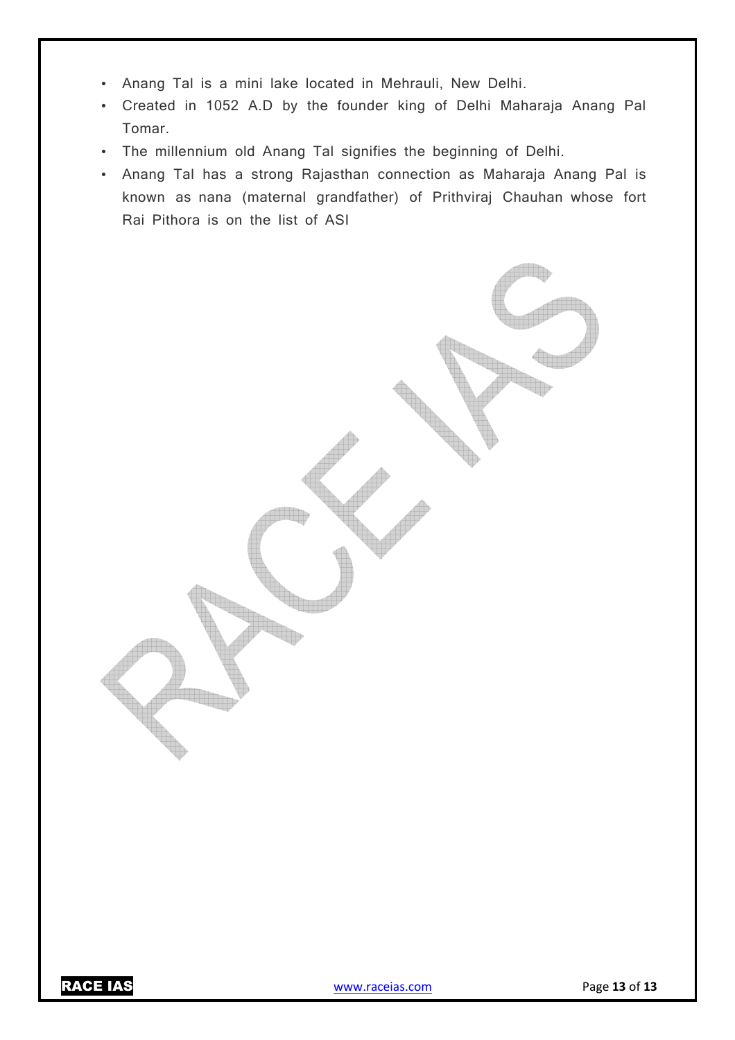- Anang Tal is a mini lake located in Mehrauli, New Delhi.
- Created in 1052 A.D by the founder king of Delhi Maharaja Anang Pal Tomar.
- The millennium old Anang Tal signifies the beginning of Delhi.
- Anang Tal has a strong Rajasthan connection as Maharaja Anang Pal is known as nana (maternal grandfather) of Prithviraj Chauhan whose fort Rai Pithora is on the list of ASI